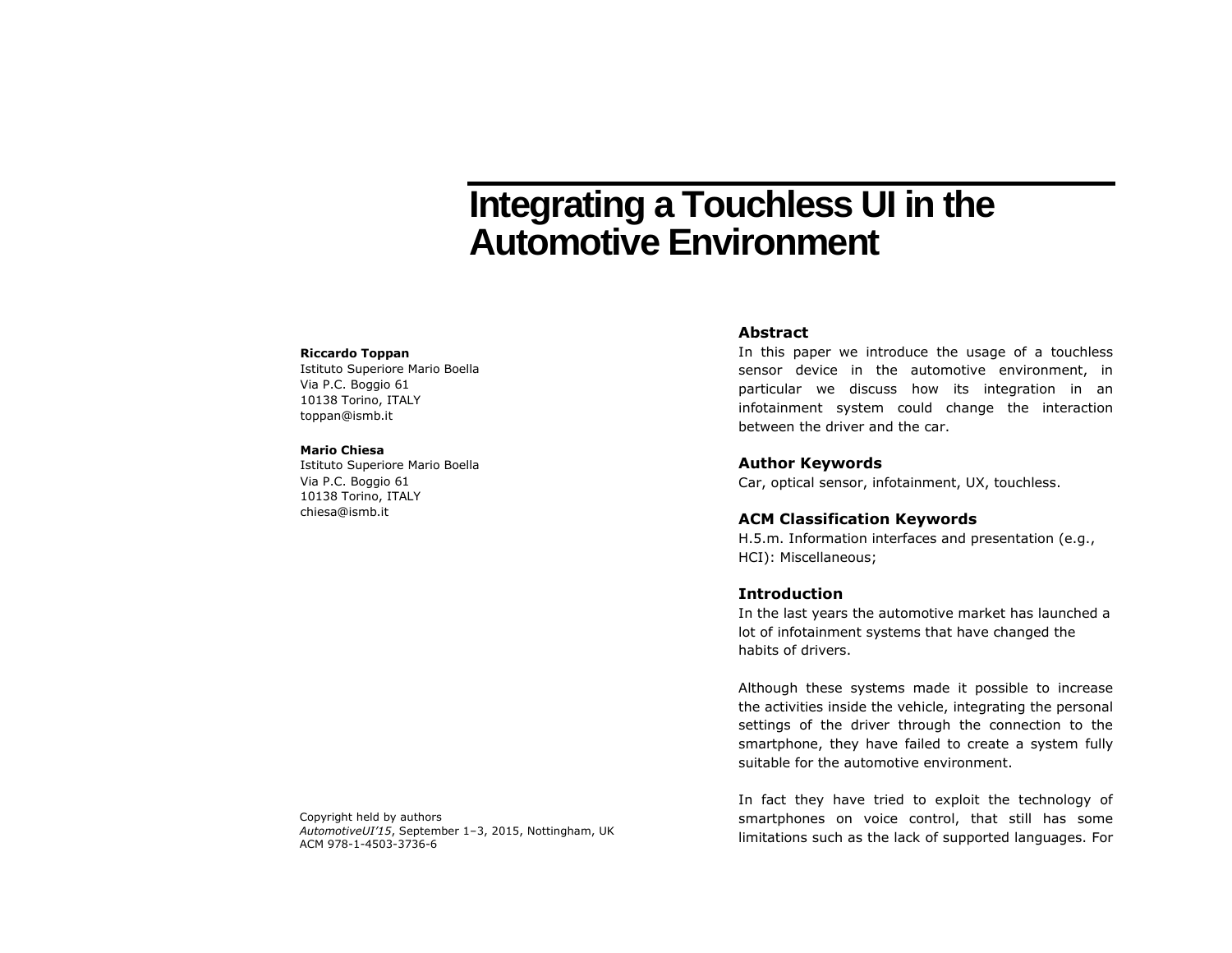# Integrating a Touchless UI in the Automotive Environment

**Riccardo Toppan**
Istituto Superiore Mario Boella
Via P.C. Boggio 61
10138 Torino, ITALY
toppan@ismb.it

**Mario Chiesa**
Istituto Superiore Mario Boella
Via P.C. Boggio 61
10138 Torino, ITALY
chiesa@ismb.it

Copyright held by authors
*AutomotiveUI'15*, September 1–3, 2015, Nottingham, UK
ACM 978-1-4503-3736-6

## Abstract

In this paper we introduce the usage of a touchless sensor device in the automotive environment, in particular we discuss how its integration in an infotainment system could change the interaction between the driver and the car.

## Author Keywords

Car, optical sensor, infotainment, UX, touchless.

## ACM Classification Keywords

H.5.m. Information interfaces and presentation (e.g., HCI): Miscellaneous;

## Introduction

In the last years the automotive market has launched a lot of infotainment systems that have changed the habits of drivers.

Although these systems made it possible to increase the activities inside the vehicle, integrating the personal settings of the driver through the connection to the smartphone, they have failed to create a system fully suitable for the automotive environment.

In fact they have tried to exploit the technology of smartphones on voice control, that still has some limitations such as the lack of supported languages. For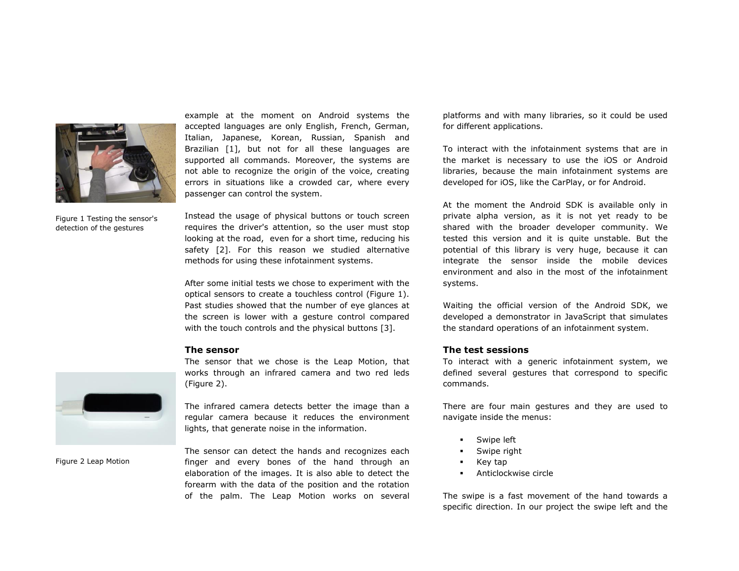example at the moment on Android systems the accepted languages are only English, French, German, Italian, Japanese, Korean, Russian, Spanish and Brazilian [1], but not for all these languages are supported all commands. Moreover, the systems are not able to recognize the origin of the voice, creating errors in situations like a crowded car, where every passenger can control the system.

Figure 1 Testing the sensor's detection of the gestures

Instead the usage of physical buttons or touch screen requires the driver's attention, so the user must stop looking at the road, even for a short time, reducing his safety [2]. For this reason we studied alternative methods for using these infotainment systems.

After some initial tests we chose to experiment with the optical sensors to create a touchless control (Figure 1). Past studies showed that the number of eye glances at the screen is lower with a gesture control compared with the touch controls and the physical buttons [3].

### The sensor

The sensor that we chose is the Leap Motion, that works through an infrared camera and two red leds (Figure 2).

Figure 2 Leap Motion

The infrared camera detects better the image than a regular camera because it reduces the environment lights, that generate noise in the information.

The sensor can detect the hands and recognizes each finger and every bones of the hand through an elaboration of the images. It is also able to detect the forearm with the data of the position and the rotation of the palm. The Leap Motion works on several platforms and with many libraries, so it could be used for different applications.

To interact with the infotainment systems that are in the market is necessary to use the iOS or Android libraries, because the main infotainment systems are developed for iOS, like the CarPlay, or for Android.

At the moment the Android SDK is available only in private alpha version, as it is not yet ready to be shared with the broader developer community. We tested this version and it is quite unstable. But the potential of this library is very huge, because it can integrate the sensor inside the mobile devices environment and also in the most of the infotainment systems.

Waiting the official version of the Android SDK, we developed a demonstrator in JavaScript that simulates the standard operations of an infotainment system.

### The test sessions

To interact with a generic infotainment system, we defined several gestures that correspond to specific commands.

There are four main gestures and they are used to navigate inside the menus:

- Swipe left
- Swipe right
- Key tap
- Anticlockwise circle

The swipe is a fast movement of the hand towards a specific direction. In our project the swipe left and the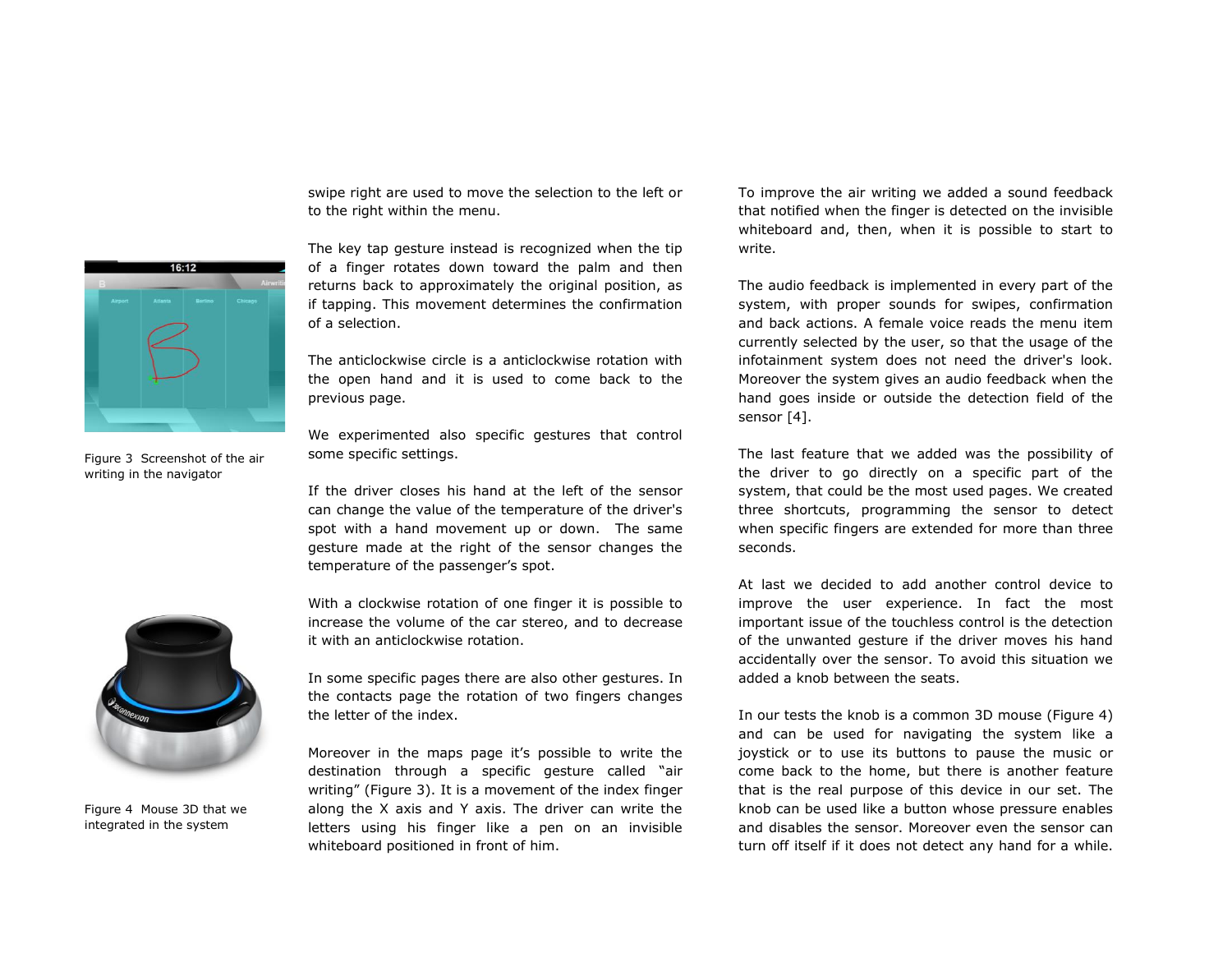Figure 3 Screenshot of the air writing in the navigator

Figure 4 Mouse 3D that we integrated in the system

swipe right are used to move the selection to the left or to the right within the menu.

The key tap gesture instead is recognized when the tip of a finger rotates down toward the palm and then returns back to approximately the original position, as if tapping. This movement determines the confirmation of a selection.

The anticlockwise circle is a anticlockwise rotation with the open hand and it is used to come back to the previous page.

We experimented also specific gestures that control some specific settings.

If the driver closes his hand at the left of the sensor can change the value of the temperature of the driver's spot with a hand movement up or down. The same gesture made at the right of the sensor changes the temperature of the passenger's spot.

With a clockwise rotation of one finger it is possible to increase the volume of the car stereo, and to decrease it with an anticlockwise rotation.

In some specific pages there are also other gestures. In the contacts page the rotation of two fingers changes the letter of the index.

Moreover in the maps page it's possible to write the destination through a specific gesture called "air writing" (Figure 3). It is a movement of the index finger along the X axis and Y axis. The driver can write the letters using his finger like a pen on an invisible whiteboard positioned in front of him.

To improve the air writing we added a sound feedback that notified when the finger is detected on the invisible whiteboard and, then, when it is possible to start to write.

The audio feedback is implemented in every part of the system, with proper sounds for swipes, confirmation and back actions. A female voice reads the menu item currently selected by the user, so that the usage of the infotainment system does not need the driver's look. Moreover the system gives an audio feedback when the hand goes inside or outside the detection field of the sensor [4].

The last feature that we added was the possibility of the driver to go directly on a specific part of the system, that could be the most used pages. We created three shortcuts, programming the sensor to detect when specific fingers are extended for more than three seconds.

At last we decided to add another control device to improve the user experience. In fact the most important issue of the touchless control is the detection of the unwanted gesture if the driver moves his hand accidentally over the sensor. To avoid this situation we added a knob between the seats.

In our tests the knob is a common 3D mouse (Figure 4) and can be used for navigating the system like a joystick or to use its buttons to pause the music or come back to the home, but there is another feature that is the real purpose of this device in our set. The knob can be used like a button whose pressure enables and disables the sensor. Moreover even the sensor can turn off itself if it does not detect any hand for a while.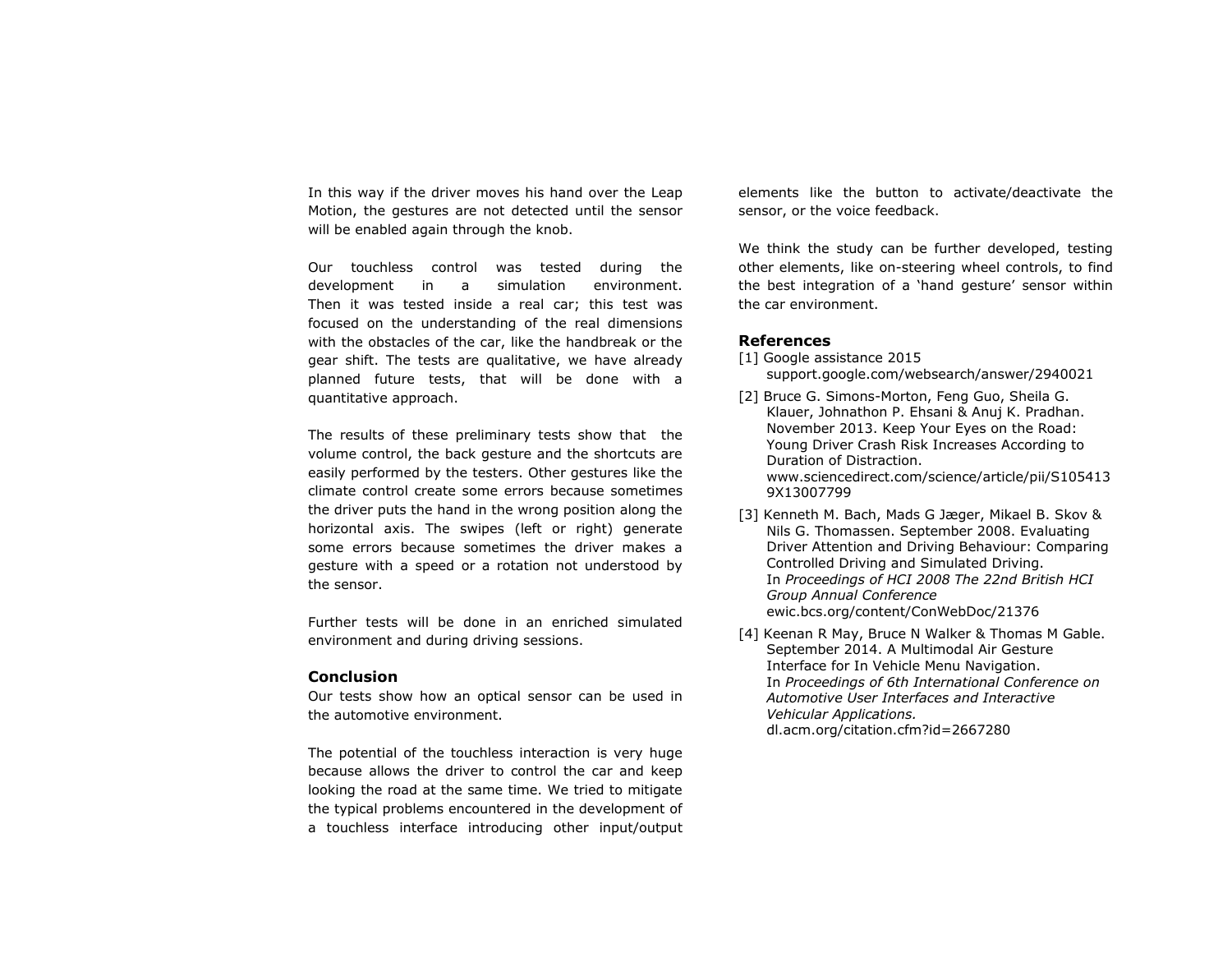In this way if the driver moves his hand over the Leap Motion, the gestures are not detected until the sensor will be enabled again through the knob.

Our touchless control was tested during the development in a simulation environment. Then it was tested inside a real car; this test was focused on the understanding of the real dimensions with the obstacles of the car, like the handbreak or the gear shift. The tests are qualitative, we have already planned future tests, that will be done with a quantitative approach.

The results of these preliminary tests show that the volume control, the back gesture and the shortcuts are easily performed by the testers. Other gestures like the climate control create some errors because sometimes the driver puts the hand in the wrong position along the horizontal axis. The swipes (left or right) generate some errors because sometimes the driver makes a gesture with a speed or a rotation not understood by the sensor.

Further tests will be done in an enriched simulated environment and during driving sessions.

## Conclusion

Our tests show how an optical sensor can be used in the automotive environment.

The potential of the touchless interaction is very huge because allows the driver to control the car and keep looking the road at the same time. We tried to mitigate the typical problems encountered in the development of a touchless interface introducing other input/output elements like the button to activate/deactivate the sensor, or the voice feedback.

We think the study can be further developed, testing other elements, like on-steering wheel controls, to find the best integration of a 'hand gesture' sensor within the car environment.

## References

[1] Google assistance 2015 support.google.com/websearch/answer/2940021

[2] Bruce G. Simons-Morton, Feng Guo, Sheila G. Klauer, Johnathon P. Ehsani & Anuj K. Pradhan. November 2013. Keep Your Eyes on the Road: Young Driver Crash Risk Increases According to Duration of Distraction. www.sciencedirect.com/science/article/pii/S1054139X13007799

[3] Kenneth M. Bach, Mads G Jæger, Mikael B. Skov & Nils G. Thomassen. September 2008. Evaluating Driver Attention and Driving Behaviour: Comparing Controlled Driving and Simulated Driving. In *Proceedings of HCI 2008 The 22nd British HCI Group Annual Conference* ewic.bcs.org/content/ConWebDoc/21376

[4] Keenan R May, Bruce N Walker & Thomas M Gable. September 2014. A Multimodal Air Gesture Interface for In Vehicle Menu Navigation. In *Proceedings of 6th International Conference on Automotive User Interfaces and Interactive Vehicular Applications.* dl.acm.org/citation.cfm?id=2667280